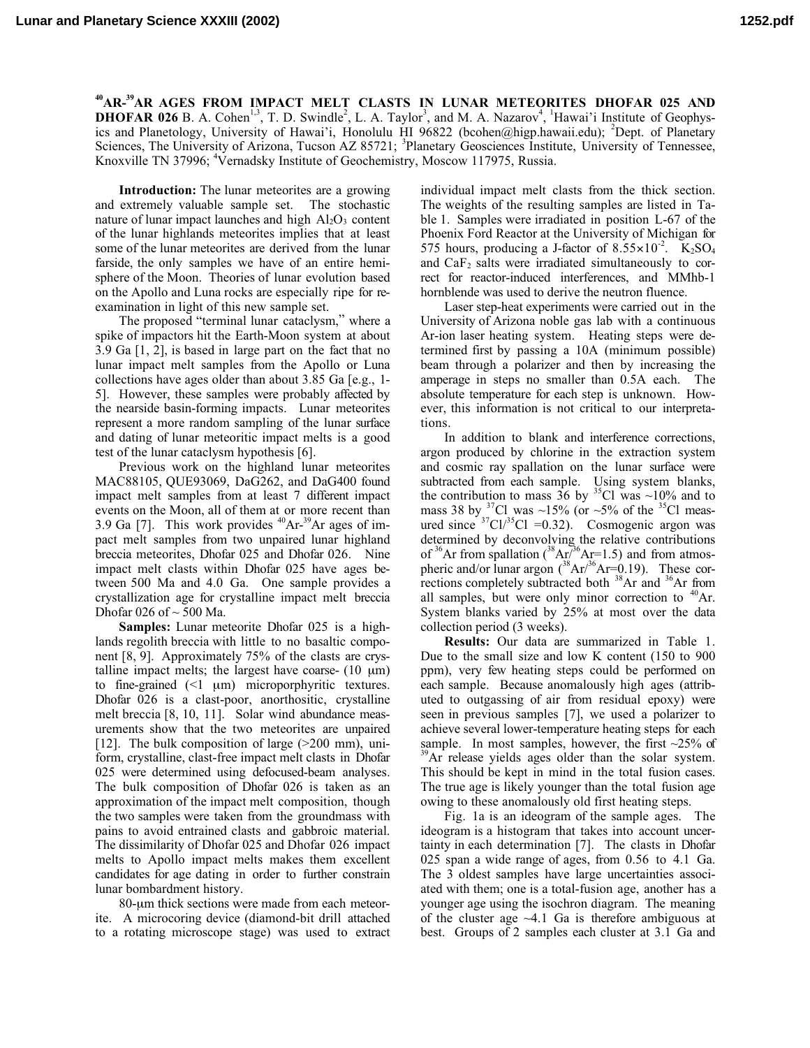# $^{40}$AR-$^{39}$AR AGES FROM IMPACT MELT CLASTS IN LUNAR METEORITES DHOFAR 025 AND DHOFAR 026

B. A. Cohen[1,3], T. D. Swindle[2], L. A. Taylor[3], and M. A. Nazarov[4], [1]Hawai'i Institute of Geophysics and Planetology, University of Hawai'i, Honolulu HI 96822 (bcohen@higp.hawaii.edu); [2]Dept. of Planetary Sciences, The University of Arizona, Tucson AZ 85721; [3]Planetary Geosciences Institute, University of Tennessee, Knoxville TN 37996; [4]Vernadsky Institute of Geochemistry, Moscow 117975, Russia.

**Introduction:** The lunar meteorites are a growing and extremely valuable sample set. The stochastic nature of lunar impact launches and high $Al_2O_3$ content of the lunar highlands meteorites implies that at least some of the lunar meteorites are derived from the lunar farside, the only samples we have of an entire hemisphere of the Moon. Theories of lunar evolution based on the Apollo and Luna rocks are especially ripe for reexamination in light of this new sample set.

The proposed "terminal lunar cataclysm," where a spike of impactors hit the Earth-Moon system at about 3.9 Ga [1, 2], is based in large part on the fact that no lunar impact melt samples from the Apollo or Luna collections have ages older than about 3.85 Ga [e.g., 1-5]. However, these samples were probably affected by the nearside basin-forming impacts. Lunar meteorites represent a more random sampling of the lunar surface and dating of lunar meteoritic impact melts is a good test of the lunar cataclysm hypothesis [6].

Previous work on the highland lunar meteorites MAC88105, QUE93069, DaG262, and DaG400 found impact melt samples from at least 7 different impact events on the Moon, all of them at or more recent than 3.9 Ga [7]. This work provides $^{40}$Ar-$^{39}$Ar ages of impact melt samples from two unpaired lunar highland breccia meteorites, Dhofar 025 and Dhofar 026. Nine impact melt clasts within Dhofar 025 have ages between 500 Ma and 4.0 Ga. One sample provides a crystallization age for crystalline impact melt breccia Dhofar 026 of ~ 500 Ma.

**Samples:** Lunar meteorite Dhofar 025 is a highlands regolith breccia with little to no basaltic component [8, 9]. Approximately 75% of the clasts are crystalline impact melts; the largest have coarse- (10 μm) to fine-grained (<1 μm) microporphyritic textures. Dhofar 026 is a clast-poor, anorthositic, crystalline melt breccia [8, 10, 11]. Solar wind abundance measurements show that the two meteorites are unpaired [12]. The bulk composition of large (>200 mm), uniform, crystalline, clast-free impact melt clasts in Dhofar 025 were determined using defocused-beam analyses. The bulk composition of Dhofar 026 is taken as an approximation of the impact melt composition, though the two samples were taken from the groundmass with pains to avoid entrained clasts and gabbroic material. The dissimilarity of Dhofar 025 and Dhofar 026 impact melts to Apollo impact melts makes them excellent candidates for age dating in order to further constrain lunar bombardment history.

80-μm thick sections were made from each meteorite. A microcoring device (diamond-bit drill attached to a rotating microscope stage) was used to extract individual impact melt clasts from the thick section. The weights of the resulting samples are listed in Table 1. Samples were irradiated in position L-67 of the Phoenix Ford Reactor at the University of Michigan for 575 hours, producing a J-factor of $8.55\times10^{-2}$. $K_2SO_4$ and $CaF_2$ salts were irradiated simultaneously to correct for reactor-induced interferences, and MMhb-1 hornblende was used to derive the neutron fluence.

Laser step-heat experiments were carried out in the University of Arizona noble gas lab with a continuous Ar-ion laser heating system. Heating steps were determined first by passing a 10A (minimum possible) beam through a polarizer and then by increasing the amperage in steps no smaller than 0.5A each. The absolute temperature for each step is unknown. However, this information is not critical to our interpretations.

In addition to blank and interference corrections, argon produced by chlorine in the extraction system and cosmic ray spallation on the lunar surface were subtracted from each sample. Using system blanks, the contribution to mass 36 by $^{35}$Cl was ~10% and to mass 38 by $^{37}$Cl was ~15% (or ~5% of the $^{35}$Cl measured since $^{37}$Cl/$^{35}$Cl =0.32). Cosmogenic argon was determined by deconvolving the relative contributions of $^{36}$Ar from spallation ($^{38}$Ar/$^{36}$Ar=1.5) and from atmospheric and/or lunar argon ($^{38}$Ar/$^{36}$Ar=0.19). These corrections completely subtracted both $^{38}$Ar and $^{36}$Ar from all samples, but were only minor correction to $^{40}$Ar. System blanks varied by 25% at most over the data collection period (3 weeks).

**Results:** Our data are summarized in Table 1. Due to the small size and low K content (150 to 900 ppm), very few heating steps could be performed on each sample. Because anomalously high ages (attributed to outgassing of air from residual epoxy) were seen in previous samples [7], we used a polarizer to achieve several lower-temperature heating steps for each sample. In most samples, however, the first ~25% of $^{39}$Ar release yields ages older than the solar system. This should be kept in mind in the total fusion cases. The true age is likely younger than the total fusion age owing to these anomalously old first heating steps.

Fig. 1a is an ideogram of the sample ages. The ideogram is a histogram that takes into account uncertainty in each determination [7]. The clasts in Dhofar 025 span a wide range of ages, from 0.56 to 4.1 Ga. The 3 oldest samples have large uncertainties associated with them; one is a total-fusion age, another has a younger age using the isochron diagram. The meaning of the cluster age ~4.1 Ga is therefore ambiguous at best. Groups of 2 samples each cluster at 3.1 Ga and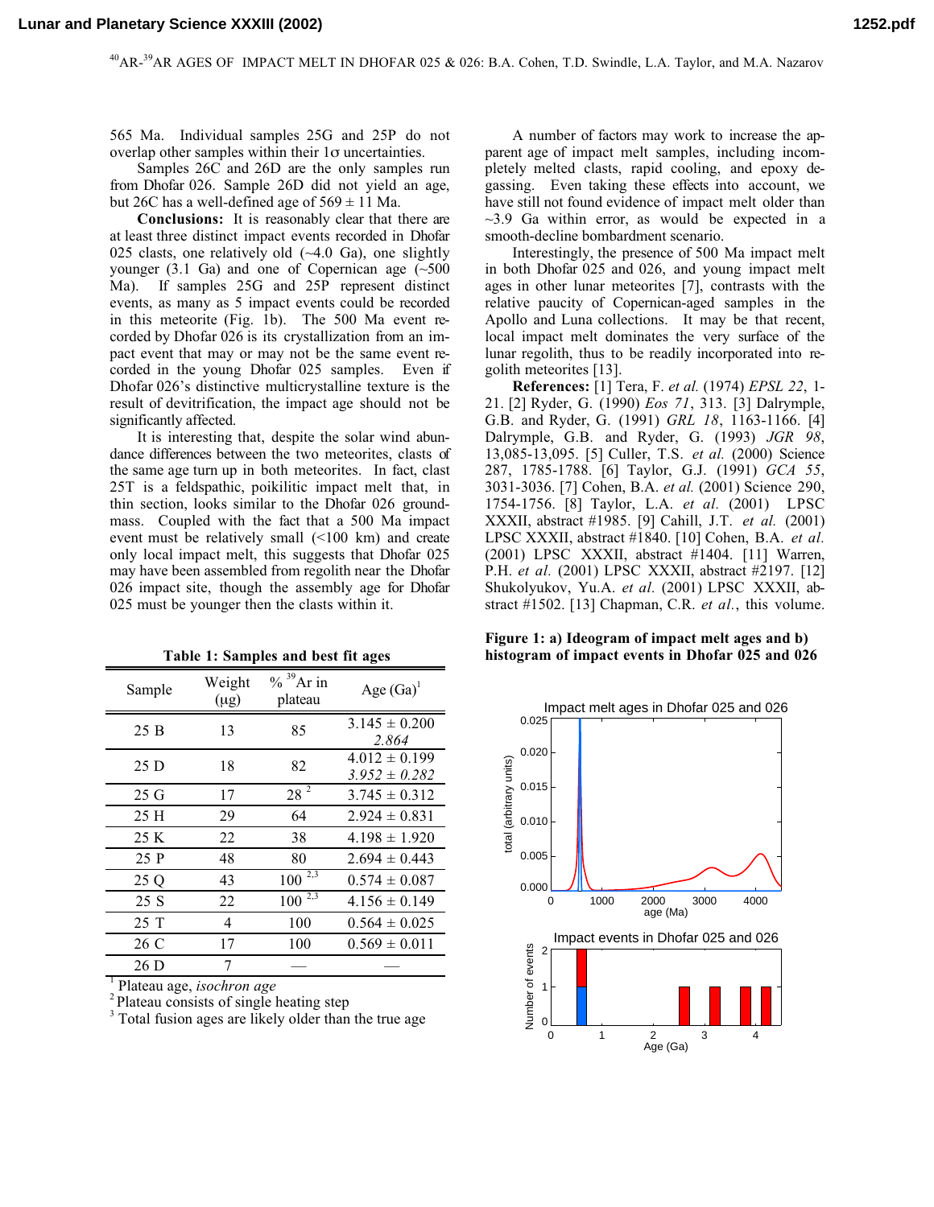565 Ma. Individual samples 25G and 25P do not overlap other samples within their 1σ uncertainties.

Samples 26C and 26D are the only samples run from Dhofar 026. Sample 26D did not yield an age, but 26C has a well-defined age of 569 ± 11 Ma.

**Conclusions:** It is reasonably clear that there are at least three distinct impact events recorded in Dhofar 025 clasts, one relatively old (~4.0 Ga), one slightly younger (3.1 Ga) and one of Copernican age (~500 Ma). If samples 25G and 25P represent distinct events, as many as 5 impact events could be recorded in this meteorite (Fig. 1b). The 500 Ma event recorded by Dhofar 026 is its crystallization from an impact event that may or may not be the same event recorded in the young Dhofar 025 samples. Even if Dhofar 026's distinctive multicrystalline texture is the result of devitrification, the impact age should not be significantly affected.

It is interesting that, despite the solar wind abundance differences between the two meteorites, clasts of the same age turn up in both meteorites. In fact, clast 25T is a feldspathic, poikilitic impact melt that, in thin section, looks similar to the Dhofar 026 groundmass. Coupled with the fact that a 500 Ma impact event must be relatively small (<100 km) and create only local impact melt, this suggests that Dhofar 025 may have been assembled from regolith near the Dhofar 026 impact site, though the assembly age for Dhofar 025 must be younger then the clasts within it.

**Table 1: Samples and best fit ages**

| Sample | Weight (μg) | % $^{39}$Ar in plateau | Age (Ga)[1] |
|---|---|---|---|
| 25 B | 13 | 85 | 3.145 ± 0.200<br>*2.864* |
| 25 D | 18 | 82 | 4.012 ± 0.199<br>*3.952 ± 0.282* |
| 25 G | 17 | 28 [2] | 3.745 ± 0.312 |
| 25 H | 29 | 64 | 2.924 ± 0.831 |
| 25 K | 22 | 38 | 4.198 ± 1.920 |
| 25 P | 48 | 80 | 2.694 ± 0.443 |
| 25 Q | 43 | 100 [2,3] | 0.574 ± 0.087 |
| 25 S | 22 | 100 [2,3] | 4.156 ± 0.149 |
| 25 T | 4 | 100 | 0.564 ± 0.025 |
| 26 C | 17 | 100 | 0.569 ± 0.011 |
| 26 D | 7 | — | — |

[1] Plateau age, *isochron age*
[2] Plateau consists of single heating step
[3] Total fusion ages are likely older than the true age

A number of factors may work to increase the apparent age of impact melt samples, including incompletely melted clasts, rapid cooling, and epoxy degassing. Even taking these effects into account, we have still not found evidence of impact melt older than ~3.9 Ga within error, as would be expected in a smooth-decline bombardment scenario.

Interestingly, the presence of 500 Ma impact melt in both Dhofar 025 and 026, and young impact melt ages in other lunar meteorites [7], contrasts with the relative paucity of Copernican-aged samples in the Apollo and Luna collections. It may be that recent, local impact melt dominates the very surface of the lunar regolith, thus to be readily incorporated into regolith meteorites [13].

**References:** [1] Tera, F. *et al.* (1974) *EPSL 22*, 1-21. [2] Ryder, G. (1990) *Eos 71*, 313. [3] Dalrymple, G.B. and Ryder, G. (1991) *GRL 18*, 1163-1166. [4] Dalrymple, G.B. and Ryder, G. (1993) *JGR 98*, 13,085-13,095. [5] Culler, T.S. *et al.* (2000) Science 287, 1785-1788. [6] Taylor, G.J. (1991) *GCA 55*, 3031-3036. [7] Cohen, B.A. *et al.* (2001) Science 290, 1754-1756. [8] Taylor, L.A. *et al.* (2001) LPSC XXXII, abstract #1985. [9] Cahill, J.T. *et al.* (2001) LPSC XXXII, abstract #1840. [10] Cohen, B.A. *et al.* (2001) LPSC XXXII, abstract #1404. [11] Warren, P.H. *et al.* (2001) LPSC XXXII, abstract #2197. [12] Shukolyukov, Yu.A. *et al.* (2001) LPSC XXXII, abstract #1502. [13] Chapman, C.R. *et al.*, this volume.

**Figure 1: a) Ideogram of impact melt ages and b) histogram of impact events in Dhofar 025 and 026**

Impact melt ages in Dhofar 025 and 026
total (arbitrary units)
0.000 0.005 0.010 0.015 0.020 0.025
0 1000 2000 3000 4000
age (Ma)

Impact events in Dhofar 025 and 026
Number of events
0 1 2
0 1 2 3 4
Age (Ga)